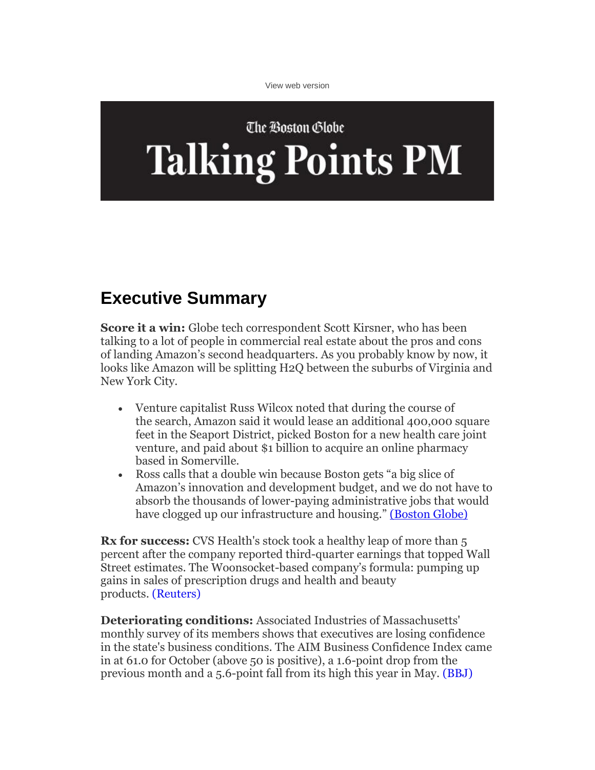View web version

The Boston Globe

# Talking Points PM

## Executive Summary

**Score it a win:** Globe tech correspondent Scott Kirsner, who has been talking to a lot of people in commercial real estate about the pros and cons of landing Amazon's second headquarters. As you probably know by now, it looks like Amazon will be splitting H2Q between the suburbs of Virginia and New York City.

- Venture capitalist Russ Wilcox noted that during the course of the search, Amazon said it would lease an additional 400,000 square feet in the Seaport District, picked Boston for a new health care joint venture, and paid about $1 billion to acquire an online pharmacy based in Somerville.
- Ross calls that a double win because Boston gets "a big slice of Amazon's innovation and development budget, and we do not have to absorb the thousands of lower-paying administrative jobs that would have clogged up our infrastructure and housing." (Boston Globe)

**Rx for success:** CVS Health's stock took a healthy leap of more than 5 percent after the company reported third-quarter earnings that topped Wall Street estimates. The Woonsocket-based company's formula: pumping up gains in sales of prescription drugs and health and beauty products. (Reuters)

**Deteriorating conditions:** Associated Industries of Massachusetts' monthly survey of its members shows that executives are losing confidence in the state's business conditions. The AIM Business Confidence Index came in at 61.0 for October (above 50 is positive), a 1.6-point drop from the previous month and a 5.6-point fall from its high this year in May. (BBJ)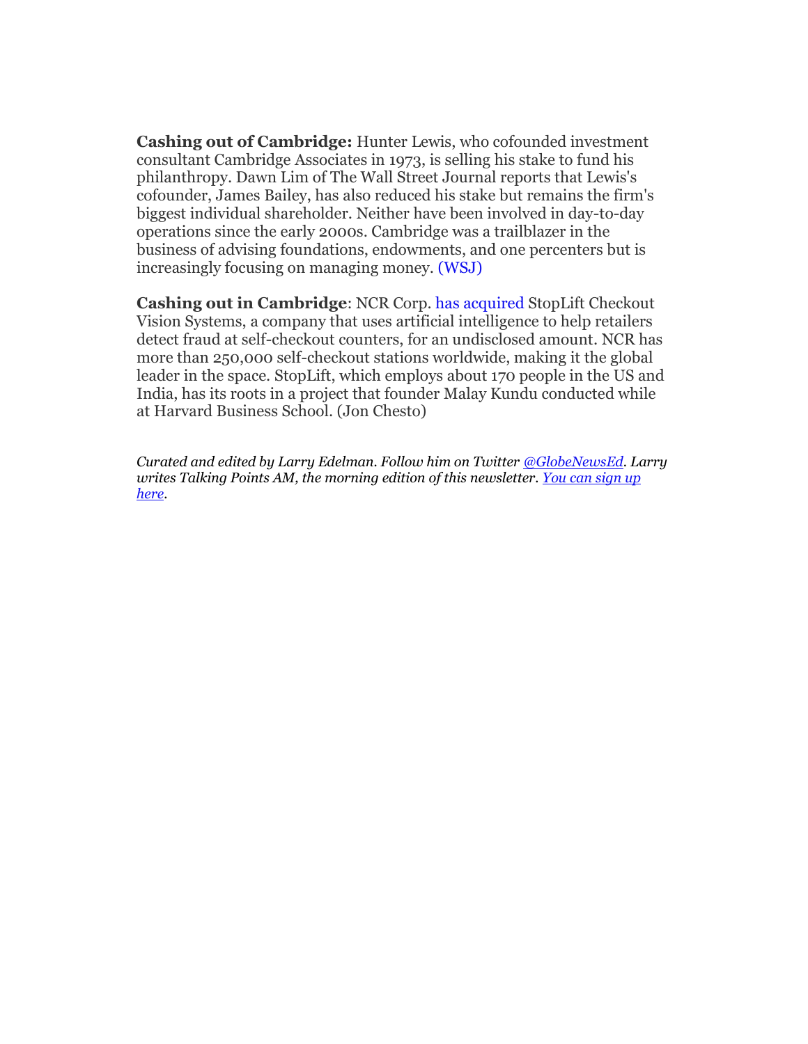**Cashing out of Cambridge:** Hunter Lewis, who cofounded investment consultant Cambridge Associates in 1973, is selling his stake to fund his philanthropy. Dawn Lim of The Wall Street Journal reports that Lewis's cofounder, James Bailey, has also reduced his stake but remains the firm's biggest individual shareholder. Neither have been involved in day-to-day operations since the early 2000s. Cambridge was a trailblazer in the business of advising foundations, endowments, and one percenters but is increasingly focusing on managing money. (WSJ)

**Cashing out in Cambridge**: NCR Corp. has acquired StopLift Checkout Vision Systems, a company that uses artificial intelligence to help retailers detect fraud at self-checkout counters, for an undisclosed amount. NCR has more than 250,000 self-checkout stations worldwide, making it the global leader in the space. StopLift, which employs about 170 people in the US and India, has its roots in a project that founder Malay Kundu conducted while at Harvard Business School. (Jon Chesto)

*Curated and edited by Larry Edelman. Follow him on Twitter @GlobeNewsEd. Larry writes Talking Points AM, the morning edition of this newsletter. You can sign up here.*